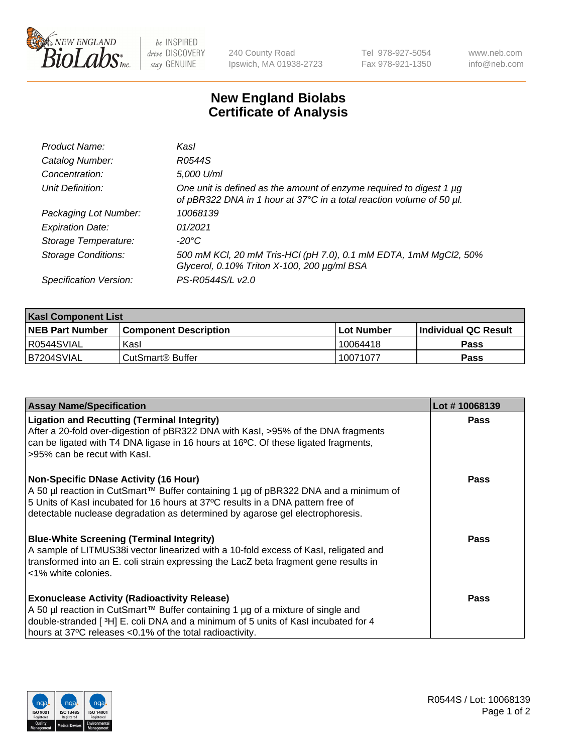# New England Biolabs Certificate of Analysis

| | |
|---|---|
| *Product Name:* | *KasI* |
| *Catalog Number:* | *R0544S* |
| *Concentration:* | *5,000 U/ml* |
| *Unit Definition:* | *One unit is defined as the amount of enzyme required to digest 1 µg of pBR322 DNA in 1 hour at 37°C in a total reaction volume of 50 µl.* |
| *Packaging Lot Number:* | *10068139* |
| *Expiration Date:* | *01/2021* |
| *Storage Temperature:* | *-20°C* |
| *Storage Conditions:* | *500 mM KCl, 20 mM Tris-HCl (pH 7.0), 0.1 mM EDTA, 1mM MgCl2, 50% Glycerol, 0.10% Triton X-100, 200 µg/ml BSA* |
| *Specification Version:* | *PS-R0544S/L v2.0* |

| **KasI Component List** | | | |
|---|---|---|---|
| **NEB Part Number** | **Component Description** | **Lot Number** | **Individual QC Result** |
| R0544SVIAL | KasI | 10064418 | **Pass** |
| B7204SVIAL | CutSmart® Buffer | 10071077 | **Pass** |

| **Assay Name/Specification** | **Lot # 10068139** |
|---|---|
| **Ligation and Recutting (Terminal Integrity)** After a 20-fold over-digestion of pBR322 DNA with KasI, >95% of the DNA fragments can be ligated with T4 DNA ligase in 16 hours at 16ºC. Of these ligated fragments, >95% can be recut with KasI. | **Pass** |
| **Non-Specific DNase Activity (16 Hour)** A 50 µl reaction in CutSmart™ Buffer containing 1 µg of pBR322 DNA and a minimum of 5 Units of KasI incubated for 16 hours at 37ºC results in a DNA pattern free of detectable nuclease degradation as determined by agarose gel electrophoresis. | **Pass** |
| **Blue-White Screening (Terminal Integrity)** A sample of LITMUS38i vector linearized with a 10-fold excess of KasI, religated and transformed into an E. coli strain expressing the LacZ beta fragment gene results in <1% white colonies. | **Pass** |
| **Exonuclease Activity (Radioactivity Release)** A 50 µl reaction in CutSmart™ Buffer containing 1 µg of a mixture of single and double-stranded [ $^3$H] E. coli DNA and a minimum of 5 units of KasI incubated for 4 hours at 37ºC releases <0.1% of the total radioactivity. | **Pass** |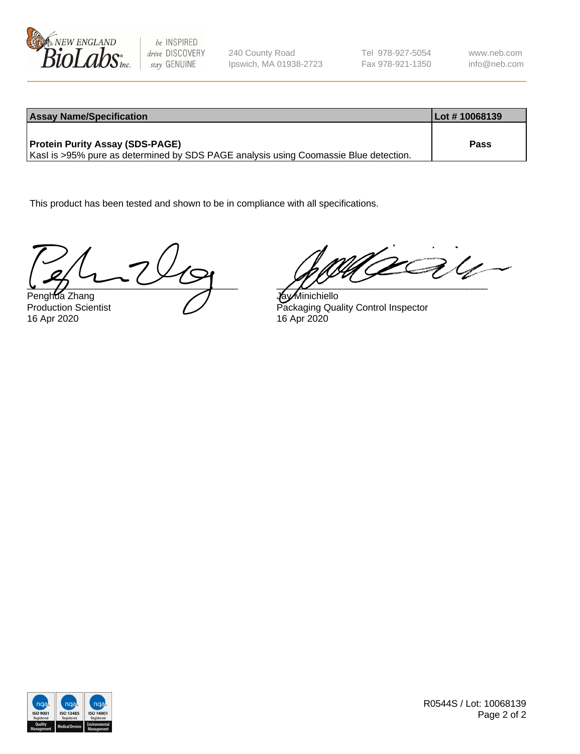240 County Road
Ipswich, MA 01938-2723

Tel 978-927-5054
Fax 978-921-1350

www.neb.com
info@neb.com

| Assay Name/Specification | Lot # 10068139 |
| --- | --- |
| **Protein Purity Assay (SDS-PAGE)**<br>KasI is >95% pure as determined by SDS PAGE analysis using Coomassie Blue detection. | **Pass** |

This product has been tested and shown to be in compliance with all specifications.

Penghua Zhang
Production Scientist
16 Apr 2020

Jay Minichiello
Packaging Quality Control Inspector
16 Apr 2020

R0544S / Lot: 10068139